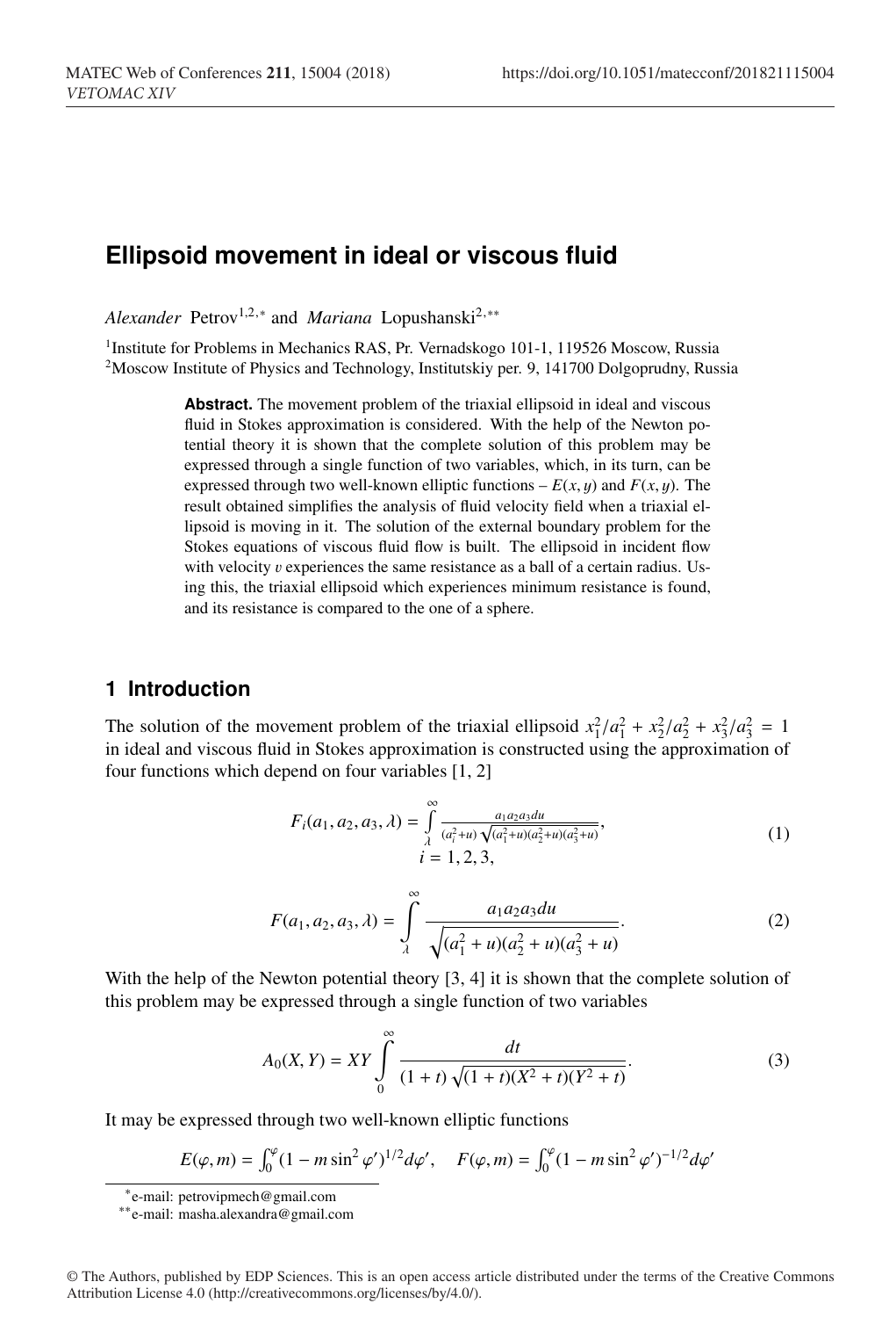# Ellipsoid movement in ideal or viscous fluid

*Alexander* Petrov[1,2,*] and *Mariana* Lopushanski[2,**]

[1]Institute for Problems in Mechanics RAS, Pr. Vernadskogo 101-1, 119526 Moscow, Russia
[2]Moscow Institute of Physics and Technology, Institutskiy per. 9, 141700 Dolgoprudny, Russia

**Abstract.** The movement problem of the triaxial ellipsoid in ideal and viscous fluid in Stokes approximation is considered. With the help of the Newton potential theory it is shown that the complete solution of this problem may be expressed through a single function of two variables, which, in its turn, can be expressed through two well-known elliptic functions – $E(x, y)$ and $F(x, y)$. The result obtained simplifies the analysis of fluid velocity field when a triaxial ellipsoid is moving in it. The solution of the external boundary problem for the Stokes equations of viscous fluid flow is built. The ellipsoid in incident flow with velocity $v$ experiences the same resistance as a ball of a certain radius. Using this, the triaxial ellipsoid which experiences minimum resistance is found, and its resistance is compared to the one of a sphere.

## 1 Introduction

The solution of the movement problem of the triaxial ellipsoid $x_1^2/a_1^2 + x_2^2/a_2^2 + x_3^2/a_3^2 = 1$ in ideal and viscous fluid in Stokes approximation is constructed using the approximation of four functions which depend on four variables [1, 2]

$$F_i(a_1, a_2, a_3, \lambda) = \int_\lambda^\infty \frac{a_1 a_2 a_3 du}{(a_i^2+u)\sqrt{(a_1^2+u)(a_2^2+u)(a_3^2+u)}}, \quad i = 1, 2, 3, \tag{1}$$

$$F(a_1, a_2, a_3, \lambda) = \int_\lambda^\infty \frac{a_1 a_2 a_3 du}{\sqrt{(a_1^2+u)(a_2^2+u)(a_3^2+u)}}. \tag{2}$$

With the help of the Newton potential theory [3, 4] it is shown that the complete solution of this problem may be expressed through a single function of two variables

$$A_0(X, Y) = XY \int_0^\infty \frac{dt}{(1+t)\sqrt{(1+t)(X^2+t)(Y^2+t)}}. \tag{3}$$

It may be expressed through two well-known elliptic functions

$$E(\varphi, m) = \int_0^\varphi (1 - m\sin^2\varphi')^{1/2} d\varphi', \quad F(\varphi, m) = \int_0^\varphi (1 - m\sin^2\varphi')^{-1/2} d\varphi'$$

*e-mail: petrovipmech@gmail.com
**e-mail: masha.alexandra@gmail.com

© The Authors, published by EDP Sciences. This is an open access article distributed under the terms of the Creative Commons Attribution License 4.0 (http://creativecommons.org/licenses/by/4.0/).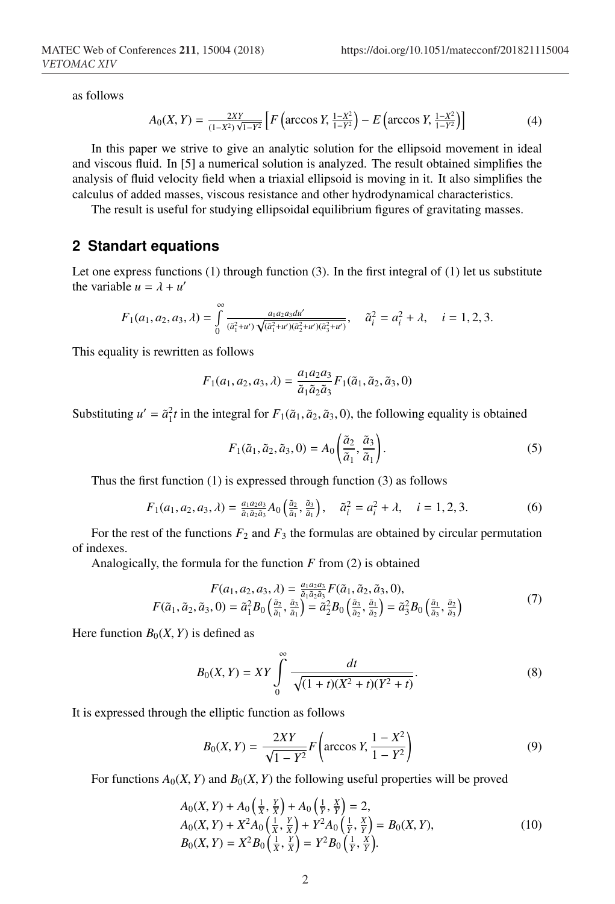as follows

$$A_0(X,Y) = \frac{2XY}{(1-X^2)\sqrt{1-Y^2}}\left[F\left(\arccos Y, \frac{1-X^2}{1-Y^2}\right) - E\left(\arccos Y, \frac{1-X^2}{1-Y^2}\right)\right] \tag{4}$$

In this paper we strive to give an analytic solution for the ellipsoid movement in ideal and viscous fluid. In [5] a numerical solution is analyzed. The result obtained simplifies the analysis of fluid velocity field when a triaxial ellipsoid is moving in it. It also simplifies the calculus of added masses, viscous resistance and other hydrodynamical characteristics.

The result is useful for studying ellipsoidal equilibrium figures of gravitating masses.

## 2 Standart equations

Let one express functions (1) through function (3). In the first integral of (1) let us substitute the variable $u = \lambda + u'$

$$F_1(a_1,a_2,a_3,\lambda) = \int\limits_0^\infty \frac{a_1a_2a_3du'}{(\tilde{a}_1^2+u')\sqrt{(\tilde{a}_1^2+u')(\tilde{a}_2^2+u')(\tilde{a}_3^2+u')}}, \quad \tilde{a}_i^2 = a_i^2+\lambda, \quad i=1,2,3.$$

This equality is rewritten as follows

$$F_1(a_1,a_2,a_3,\lambda) = \frac{a_1a_2a_3}{\tilde{a}_1\tilde{a}_2\tilde{a}_3}F_1(\tilde{a}_1,\tilde{a}_2,\tilde{a}_3,0)$$

Substituting $u' = \tilde{a}_1^2 t$ in the integral for $F_1(\tilde{a}_1,\tilde{a}_2,\tilde{a}_3,0)$, the following equality is obtained

$$F_1(\tilde{a}_1,\tilde{a}_2,\tilde{a}_3,0) = A_0\left(\frac{\tilde{a}_2}{\tilde{a}_1}, \frac{\tilde{a}_3}{\tilde{a}_1}\right). \tag{5}$$

Thus the first function (1) is expressed through function (3) as follows

$$F_1(a_1,a_2,a_3,\lambda) = \frac{a_1a_2a_3}{\tilde{a}_1\tilde{a}_2\tilde{a}_3}A_0\left(\frac{\tilde{a}_2}{\tilde{a}_1}, \frac{\tilde{a}_3}{\tilde{a}_1}\right), \quad \tilde{a}_i^2 = a_i^2+\lambda, \quad i=1,2,3. \tag{6}$$

For the rest of the functions $F_2$ and $F_3$ the formulas are obtained by circular permutation of indexes.

Analogically, the formula for the function $F$ from (2) is obtained

$$\begin{gathered} F(a_1,a_2,a_3,\lambda) = \frac{a_1a_2a_3}{\tilde{a}_1\tilde{a}_2\tilde{a}_3}F(\tilde{a}_1,\tilde{a}_2,\tilde{a}_3,0), \\ F(\tilde{a}_1,\tilde{a}_2,\tilde{a}_3,0) = \tilde{a}_1^2 B_0\left(\frac{\tilde{a}_2}{\tilde{a}_1}, \frac{\tilde{a}_3}{\tilde{a}_1}\right) = \tilde{a}_2^2 B_0\left(\frac{\tilde{a}_3}{\tilde{a}_2}, \frac{\tilde{a}_1}{\tilde{a}_2}\right) = \tilde{a}_3^2 B_0\left(\frac{\tilde{a}_1}{\tilde{a}_3}, \frac{\tilde{a}_2}{\tilde{a}_3}\right) \end{gathered} \tag{7}$$

Here function $B_0(X,Y)$ is defined as

$$B_0(X,Y) = XY\int\limits_0^\infty \frac{dt}{\sqrt{(1+t)(X^2+t)(Y^2+t)}}. \tag{8}$$

It is expressed through the elliptic function as follows

$$B_0(X,Y) = \frac{2XY}{\sqrt{1-Y^2}}F\left(\arccos Y, \frac{1-X^2}{1-Y^2}\right) \tag{9}$$

For functions $A_0(X,Y)$ and $B_0(X,Y)$ the following useful properties will be proved

$$\begin{aligned} &A_0(X,Y) + A_0\left(\frac{1}{X}, \frac{Y}{X}\right) + A_0\left(\frac{1}{Y}, \frac{X}{Y}\right) = 2, \\ &A_0(X,Y) + X^2 A_0\left(\frac{1}{X}, \frac{Y}{X}\right) + Y^2 A_0\left(\frac{1}{Y}, \frac{X}{Y}\right) = B_0(X,Y), \\ &B_0(X,Y) = X^2 B_0\left(\frac{1}{X}, \frac{Y}{X}\right) = Y^2 B_0\left(\frac{1}{Y}, \frac{X}{Y}\right). \end{aligned} \tag{10}$$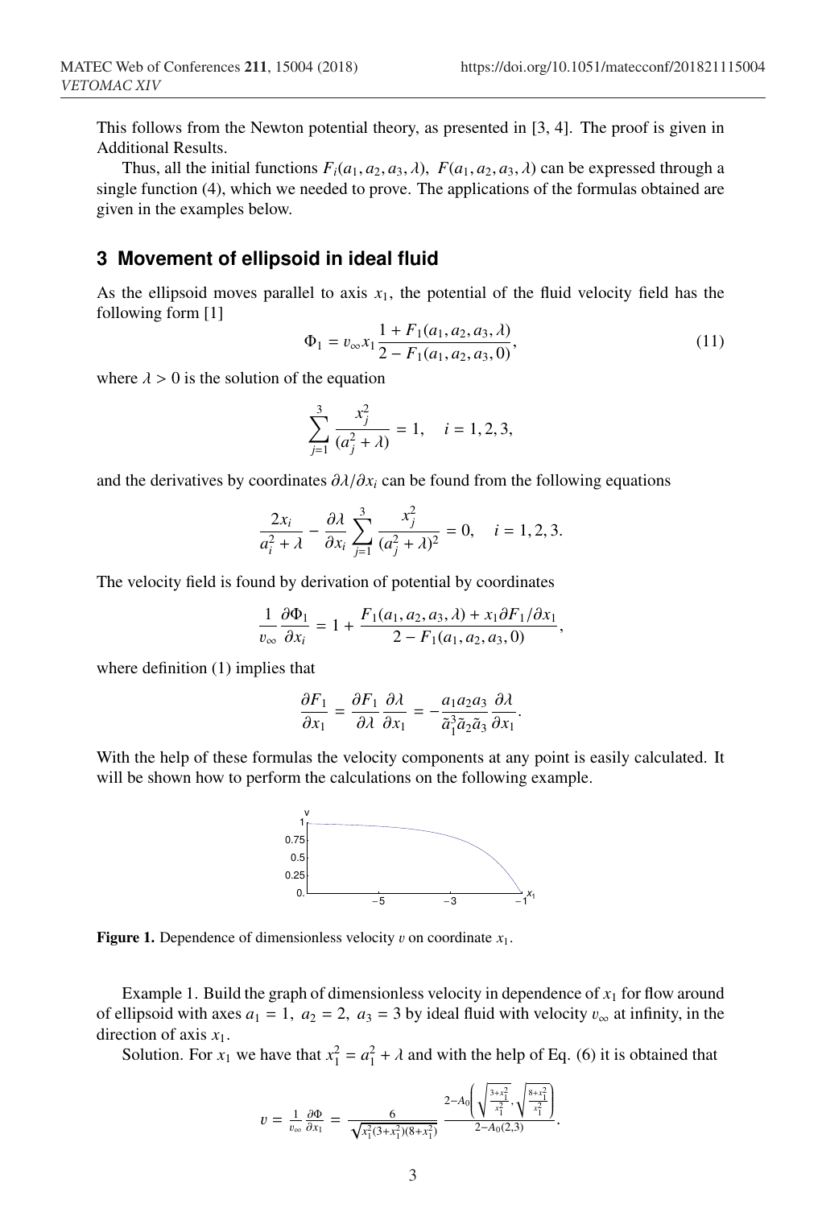This follows from the Newton potential theory, as presented in [3, 4]. The proof is given in Additional Results.

Thus, all the initial functions $F_i(a_1, a_2, a_3, \lambda)$, $F(a_1, a_2, a_3, \lambda)$ can be expressed through a single function (4), which we needed to prove. The applications of the formulas obtained are given in the examples below.

## 3 Movement of ellipsoid in ideal fluid

As the ellipsoid moves parallel to axis $x_1$, the potential of the fluid velocity field has the following form [1]

$$\Phi_1 = v_\infty x_1 \frac{1 + F_1(a_1, a_2, a_3, \lambda)}{2 - F_1(a_1, a_2, a_3, 0)}, \tag{11}$$

where $\lambda > 0$ is the solution of the equation

$$\sum_{j=1}^{3} \frac{x_j^2}{(a_j^2 + \lambda)} = 1, \quad i = 1, 2, 3,$$

and the derivatives by coordinates $\partial\lambda/\partial x_i$ can be found from the following equations

$$\frac{2x_i}{a_i^2 + \lambda} - \frac{\partial\lambda}{\partial x_i} \sum_{j=1}^{3} \frac{x_j^2}{(a_j^2 + \lambda)^2} = 0, \quad i = 1, 2, 3.$$

The velocity field is found by derivation of potential by coordinates

$$\frac{1}{v_\infty} \frac{\partial \Phi_1}{\partial x_i} = 1 + \frac{F_1(a_1, a_2, a_3, \lambda) + x_1 \partial F_1/\partial x_1}{2 - F_1(a_1, a_2, a_3, 0)},$$

where definition (1) implies that

$$\frac{\partial F_1}{\partial x_1} = \frac{\partial F_1}{\partial \lambda} \frac{\partial \lambda}{\partial x_1} = -\frac{a_1 a_2 a_3}{\tilde{a}_1^3 \tilde{a}_2 \tilde{a}_3} \frac{\partial \lambda}{\partial x_1}.$$

With the help of these formulas the velocity components at any point is easily calculated. It will be shown how to perform the calculations on the following example.

**Figure 1.** Dependence of dimensionless velocity $v$ on coordinate $x_1$.

Example 1. Build the graph of dimensionless velocity in dependence of $x_1$ for flow around of ellipsoid with axes $a_1 = 1$, $a_2 = 2$, $a_3 = 3$ by ideal fluid with velocity $v_\infty$ at infinity, in the direction of axis $x_1$.

Solution. For $x_1$ we have that $x_1^2 = a_1^2 + \lambda$ and with the help of Eq. (6) it is obtained that

$$v = \frac{1}{v_\infty} \frac{\partial \Phi}{\partial x_1} = \frac{6}{\sqrt{x_1^2(3 + x_1^2)(8 + x_1^2)}} \frac{2 - A_0\left(\sqrt{\frac{3 + x_1^2}{x_1^2}}, \sqrt{\frac{8 + x_1^2}{x_1^2}}\right)}{2 - A_0(2, 3)}.$$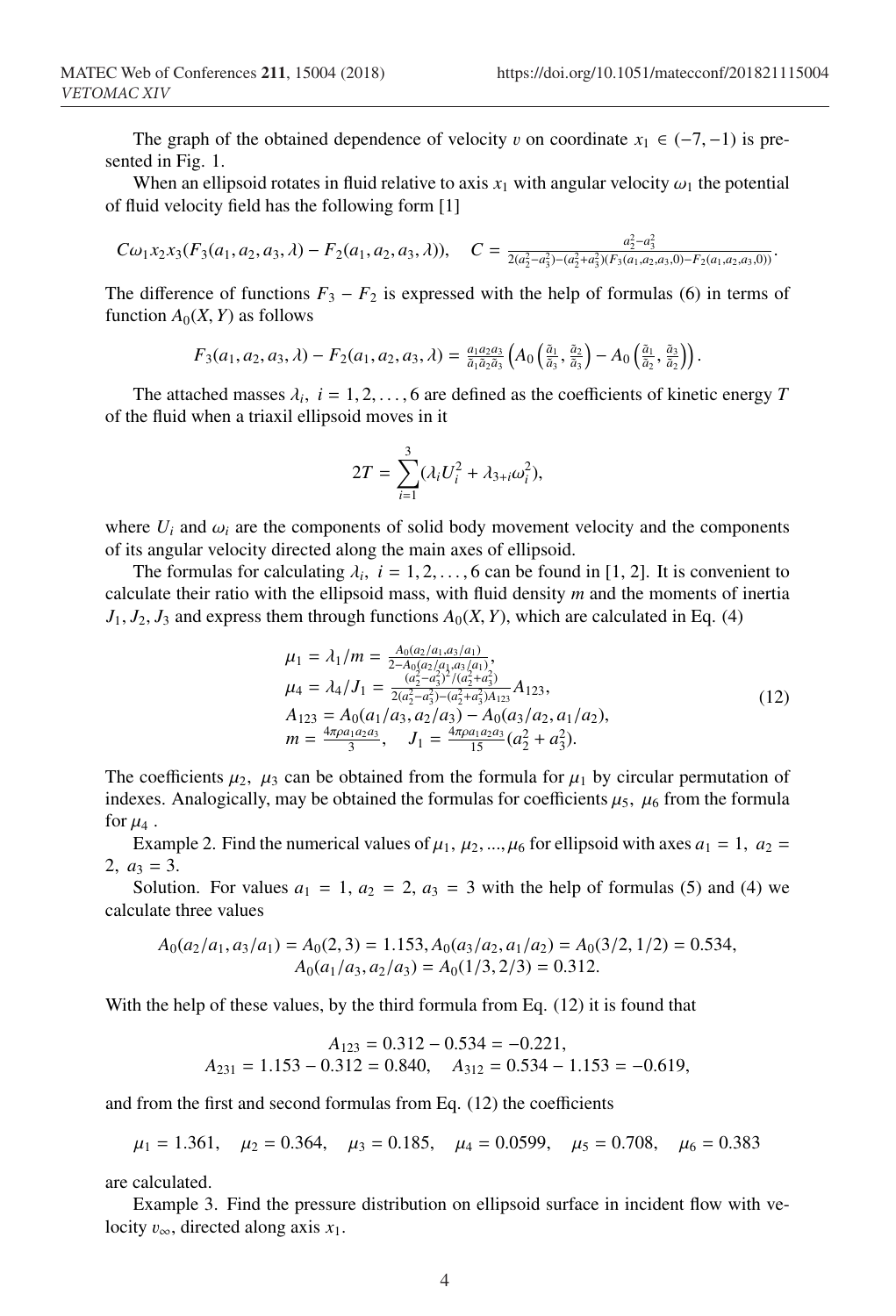The graph of the obtained dependence of velocity $v$ on coordinate $x_1 \in (-7, -1)$ is presented in Fig. 1.

When an ellipsoid rotates in fluid relative to axis $x_1$ with angular velocity $\omega_1$ the potential of fluid velocity field has the following form [1]

$$C\omega_1 x_2 x_3 (F_3(a_1, a_2, a_3, \lambda) - F_2(a_1, a_2, a_3, \lambda)), \quad C = \frac{a_2^2 - a_3^2}{2(a_2^2 - a_3^2) - (a_2^2 + a_3^2)(F_3(a_1, a_2, a_3, 0) - F_2(a_1, a_2, a_3, 0))}.$$

The difference of functions $F_3 - F_2$ is expressed with the help of formulas (6) in terms of function $A_0(X, Y)$ as follows

$$F_3(a_1, a_2, a_3, \lambda) - F_2(a_1, a_2, a_3, \lambda) = \frac{a_1 a_2 a_3}{\tilde{a}_1 \tilde{a}_2 \tilde{a}_3} \left( A_0\left(\frac{\tilde{a}_1}{\tilde{a}_3}, \frac{\tilde{a}_2}{\tilde{a}_3}\right) - A_0\left(\frac{\tilde{a}_1}{\tilde{a}_2}, \frac{\tilde{a}_3}{\tilde{a}_2}\right)\right).$$

The attached masses $\lambda_i, \ i = 1, 2, \ldots, 6$ are defined as the coefficients of kinetic energy $T$ of the fluid when a triaxil ellipsoid moves in it

$$2T = \sum_{i=1}^{3} (\lambda_i U_i^2 + \lambda_{3+i} \omega_i^2),$$

where $U_i$ and $\omega_i$ are the components of solid body movement velocity and the components of its angular velocity directed along the main axes of ellipsoid.

The formulas for calculating $\lambda_i, \ i = 1, 2, \ldots, 6$ can be found in [1, 2]. It is convenient to calculate their ratio with the ellipsoid mass, with fluid density $m$ and the moments of inertia $J_1, J_2, J_3$ and express them through functions $A_0(X, Y)$, which are calculated in Eq. (4)

$$\begin{aligned}
&\mu_1 = \lambda_1 / m = \frac{A_0(a_2/a_1, a_3/a_1)}{2 - A_0(a_2/a_1, a_3/a_1)}, \\
&\mu_4 = \lambda_4 / J_1 = \frac{(a_2^2 - a_3^2)^2/(a_2^2 + a_3^2)}{2(a_2^2 - a_3^2) - (a_2^2 + a_3^2) A_{123}} A_{123}, \\
&A_{123} = A_0(a_1/a_3, a_2/a_3) - A_0(a_3/a_2, a_1/a_2), \\
&m = \frac{4\pi\rho a_1 a_2 a_3}{3}, \quad J_1 = \frac{4\pi\rho a_1 a_2 a_3}{15}(a_2^2 + a_3^2).
\end{aligned} \tag{12}$$

The coefficients $\mu_2, \ \mu_3$ can be obtained from the formula for $\mu_1$ by circular permutation of indexes. Analogically, may be obtained the formulas for coefficients $\mu_5, \ \mu_6$ from the formula for $\mu_4$ .

Example 2. Find the numerical values of $\mu_1, \ \mu_2, \ldots, \mu_6$ for ellipsoid with axes $a_1 = 1, \ a_2 = 2, \ a_3 = 3$.

Solution. For values $a_1 = 1, \ a_2 = 2, \ a_3 = 3$ with the help of formulas (5) and (4) we calculate three values

$$A_0(a_2/a_1, a_3/a_1) = A_0(2, 3) = 1.153, A_0(a_3/a_2, a_1/a_2) = A_0(3/2, 1/2) = 0.534,$$
$$A_0(a_1/a_3, a_2/a_3) = A_0(1/3, 2/3) = 0.312.$$

With the help of these values, by the third formula from Eq. (12) it is found that

$$A_{123} = 0.312 - 0.534 = -0.221,$$
$$A_{231} = 1.153 - 0.312 = 0.840, \quad A_{312} = 0.534 - 1.153 = -0.619,$$

and from the first and second formulas from Eq. (12) the coefficients

$$\mu_1 = 1.361, \quad \mu_2 = 0.364, \quad \mu_3 = 0.185, \quad \mu_4 = 0.0599, \quad \mu_5 = 0.708, \quad \mu_6 = 0.383$$

are calculated.

Example 3. Find the pressure distribution on ellipsoid surface in incident flow with velocity $v_\infty$, directed along axis $x_1$.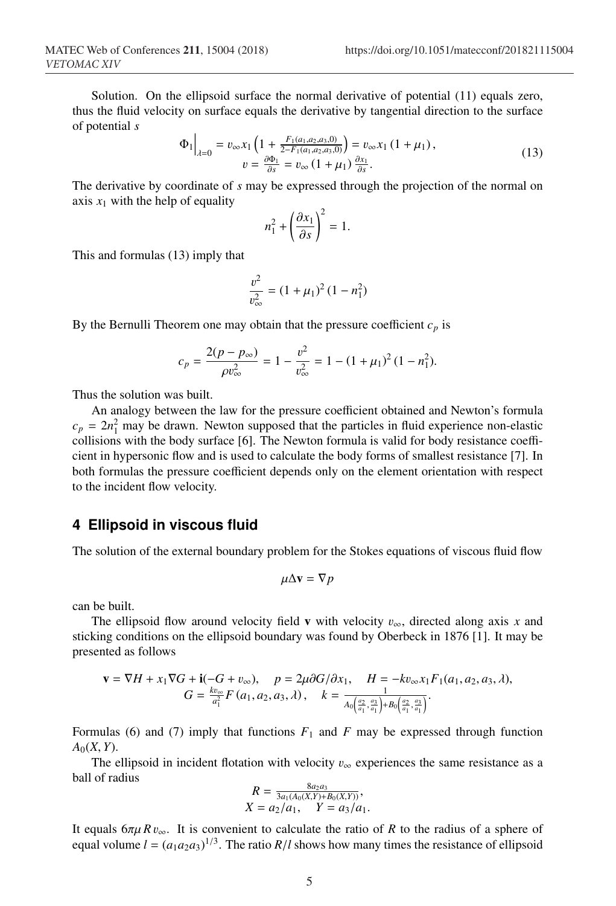Solution. On the ellipsoid surface the normal derivative of potential (11) equals zero, thus the fluid velocity on surface equals the derivative by tangential direction to the surface of potential $s$

$$
\begin{gathered}
\Phi_1\Big|_{\lambda=0} = v_\infty x_1 \left(1 + \frac{F_1(a_1,a_2,a_3,0)}{2-F_1(a_1,a_2,a_3,0)}\right) = v_\infty x_1 \left(1+\mu_1\right), \\
v = \frac{\partial \Phi_1}{\partial s} = v_\infty \left(1+\mu_1\right) \frac{\partial x_1}{\partial s}.
\end{gathered}
\tag{13}
$$

The derivative by coordinate of $s$ may be expressed through the projection of the normal on axis $x_1$ with the help of equality

$$
n_1^2 + \left(\frac{\partial x_1}{\partial s}\right)^2 = 1.
$$

This and formulas (13) imply that

$$
\frac{v^2}{v_\infty^2} = (1+\mu_1)^2 \left(1-n_1^2\right)
$$

By the Bernulli Theorem one may obtain that the pressure coefficient $c_p$ is

$$
c_p = \frac{2(p-p_\infty)}{\rho v_\infty^2} = 1 - \frac{v^2}{v_\infty^2} = 1 - (1+\mu_1)^2 \left(1-n_1^2\right).
$$

Thus the solution was built.

An analogy between the law for the pressure coefficient obtained and Newton's formula $c_p = 2n_1^2$ may be drawn. Newton supposed that the particles in fluid experience non-elastic collisions with the body surface [6]. The Newton formula is valid for body resistance coefficient in hypersonic flow and is used to calculate the body forms of smallest resistance [7]. In both formulas the pressure coefficient depends only on the element orientation with respect to the incident flow velocity.

## 4 Ellipsoid in viscous fluid

The solution of the external boundary problem for the Stokes equations of viscous fluid flow

$$
\mu \Delta \mathbf{v} = \nabla p
$$

can be built.

The ellipsoid flow around velocity field $\mathbf{v}$ with velocity $v_\infty$, directed along axis $x$ and sticking conditions on the ellipsoid boundary was found by Oberbeck in 1876 [1]. It may be presented as follows

$$
\begin{gathered}
\mathbf{v} = \nabla H + x_1 \nabla G + \mathbf{i}(-G + v_\infty), \quad p = 2\mu \partial G/\partial x_1, \quad H = -k v_\infty x_1 F_1(a_1,a_2,a_3,\lambda), \\
G = \frac{k v_\infty}{a_1^2} F\left(a_1,a_2,a_3,\lambda\right), \quad k = \frac{1}{A_0\left(\frac{a_2}{a_1},\frac{a_3}{a_1}\right) + B_0\left(\frac{a_2}{a_1},\frac{a_3}{a_1}\right)}.
\end{gathered}
$$

Formulas (6) and (7) imply that functions $F_1$ and $F$ may be expressed through function $A_0(X,Y)$.

The ellipsoid in incident flotation with velocity $v_\infty$ experiences the same resistance as a ball of radius

$$
\begin{gathered}
R = \frac{8 a_2 a_3}{3 a_1 (A_0(X,Y) + B_0(X,Y))}, \\
X = a_2/a_1, \quad Y = a_3/a_1.
\end{gathered}
$$

It equals $6\pi\mu R v_\infty$. It is convenient to calculate the ratio of $R$ to the radius of a sphere of equal volume $l = (a_1 a_2 a_3)^{1/3}$. The ratio $R/l$ shows how many times the resistance of ellipsoid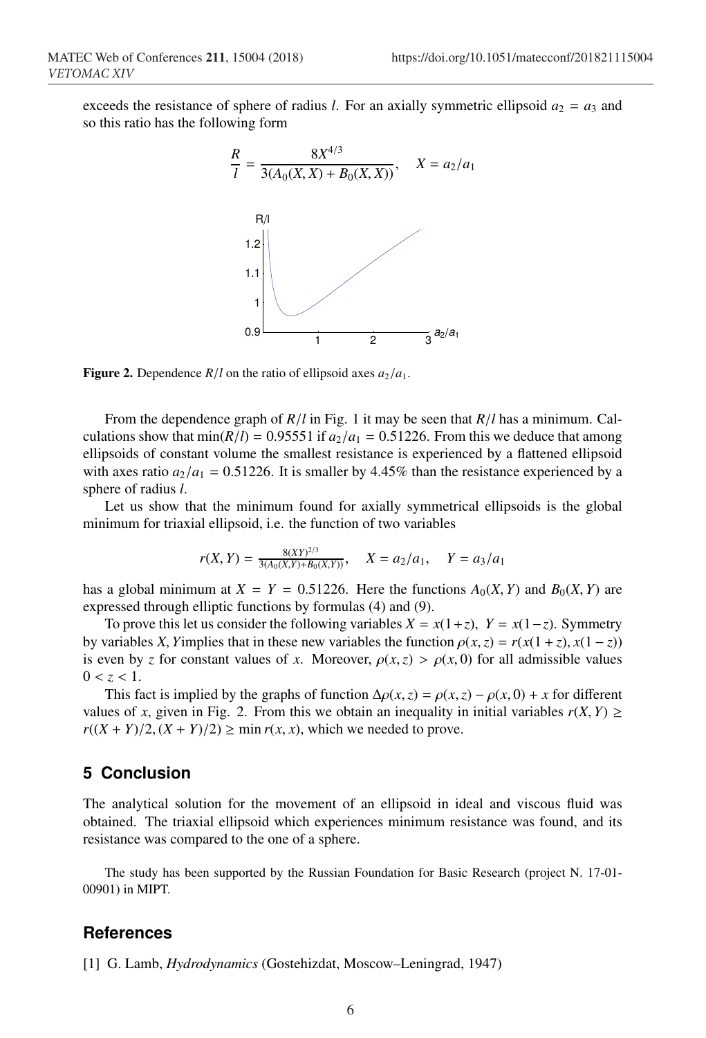exceeds the resistance of sphere of radius $l$. For an axially symmetric ellipsoid $a_2 = a_3$ and so this ratio has the following form

$$\frac{R}{l} = \frac{8X^{4/3}}{3(A_0(X,X) + B_0(X,X))}, \quad X = a_2/a_1$$

**Figure 2.** Dependence $R/l$ on the ratio of ellipsoid axes $a_2/a_1$.

From the dependence graph of $R/l$ in Fig. 1 it may be seen that $R/l$ has a minimum. Calculations show that $\min(R/l) = 0.95551$ if $a_2/a_1 = 0.51226$. From this we deduce that among ellipsoids of constant volume the smallest resistance is experienced by a flattened ellipsoid with axes ratio $a_2/a_1 = 0.51226$. It is smaller by 4.45% than the resistance experienced by a sphere of radius $l$.

Let us show that the minimum found for axially symmetrical ellipsoids is the global minimum for triaxial ellipsoid, i.e. the function of two variables

$$r(X,Y) = \frac{8(XY)^{2/3}}{3(A_0(X,Y)+B_0(X,Y))}, \quad X = a_2/a_1, \quad Y = a_3/a_1$$

has a global minimum at $X = Y = 0.51226$. Here the functions $A_0(X,Y)$ and $B_0(X,Y)$ are expressed through elliptic functions by formulas (4) and (9).

To prove this let us consider the following variables $X = x(1+z)$, $Y = x(1-z)$. Symmetry by variables $X, Y$implies that in these new variables the function $\rho(x,z) = r(x(1+z), x(1-z))$ is even by $z$ for constant values of $x$. Moreover, $\rho(x,z) > \rho(x,0)$ for all admissible values $0 < z < 1$.

This fact is implied by the graphs of function $\Delta\rho(x,z) = \rho(x,z) - \rho(x,0) + x$ for different values of $x$, given in Fig. 2. From this we obtain an inequality in initial variables $r(X,Y) \geq r((X+Y)/2, (X+Y)/2) \geq \min r(x,x)$, which we needed to prove.

## 5 Conclusion

The analytical solution for the movement of an ellipsoid in ideal and viscous fluid was obtained. The triaxial ellipsoid which experiences minimum resistance was found, and its resistance was compared to the one of a sphere.

The study has been supported by the Russian Foundation for Basic Research (project N. 17-01-00901) in MIPT.

## References

[1] G. Lamb, *Hydrodynamics* (Gostehizdat, Moscow–Leningrad, 1947)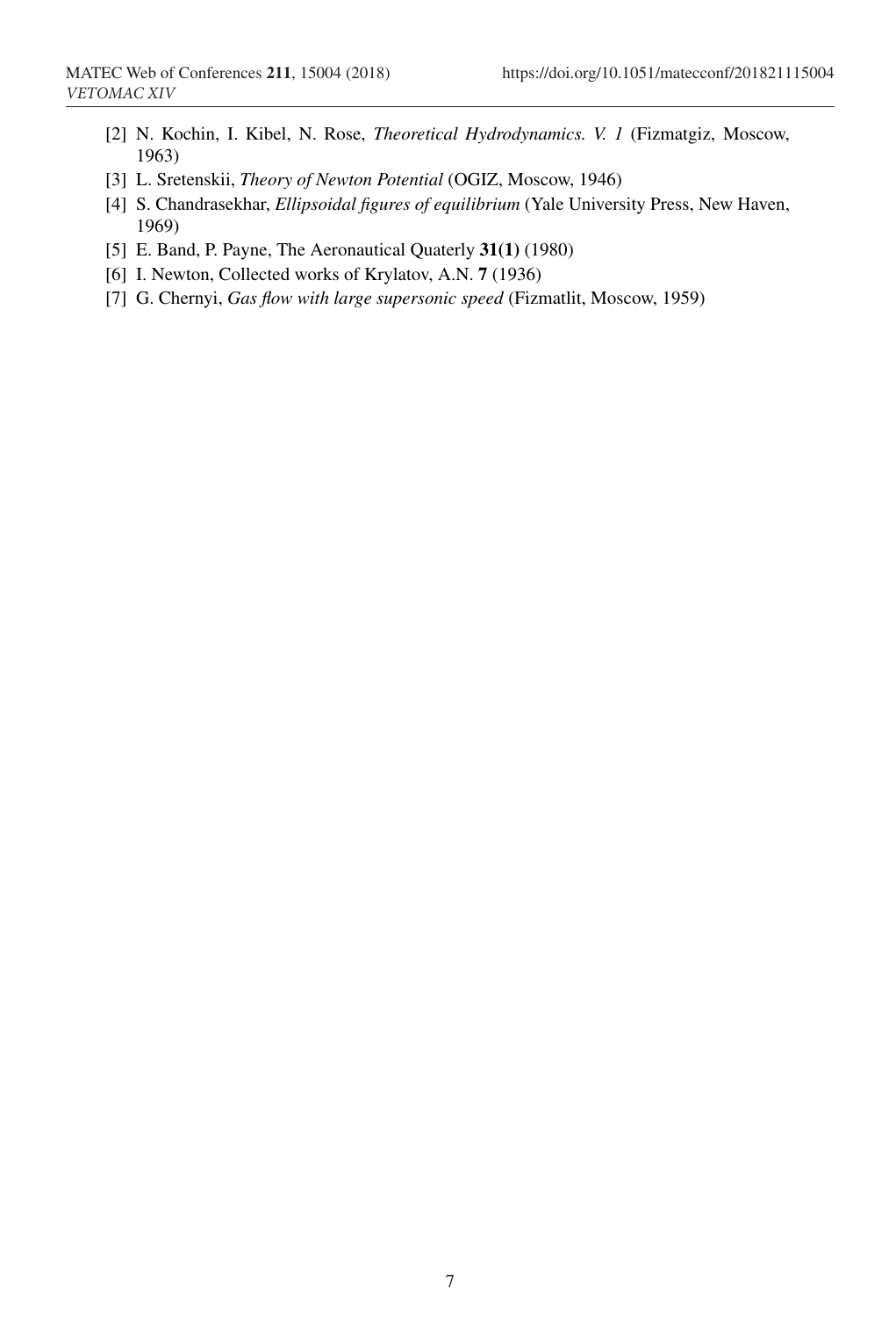[2] N. Kochin, I. Kibel, N. Rose, *Theoretical Hydrodynamics. V. 1* (Fizmatgiz, Moscow, 1963)

[3] L. Sretenskii, *Theory of Newton Potential* (OGIZ, Moscow, 1946)

[4] S. Chandrasekhar, *Ellipsoidal figures of equilibrium* (Yale University Press, New Haven, 1969)

[5] E. Band, P. Payne, The Aeronautical Quaterly **31(1)** (1980)

[6] I. Newton, Collected works of Krylatov, A.N. **7** (1936)

[7] G. Chernyi, *Gas flow with large supersonic speed* (Fizmatlit, Moscow, 1959)